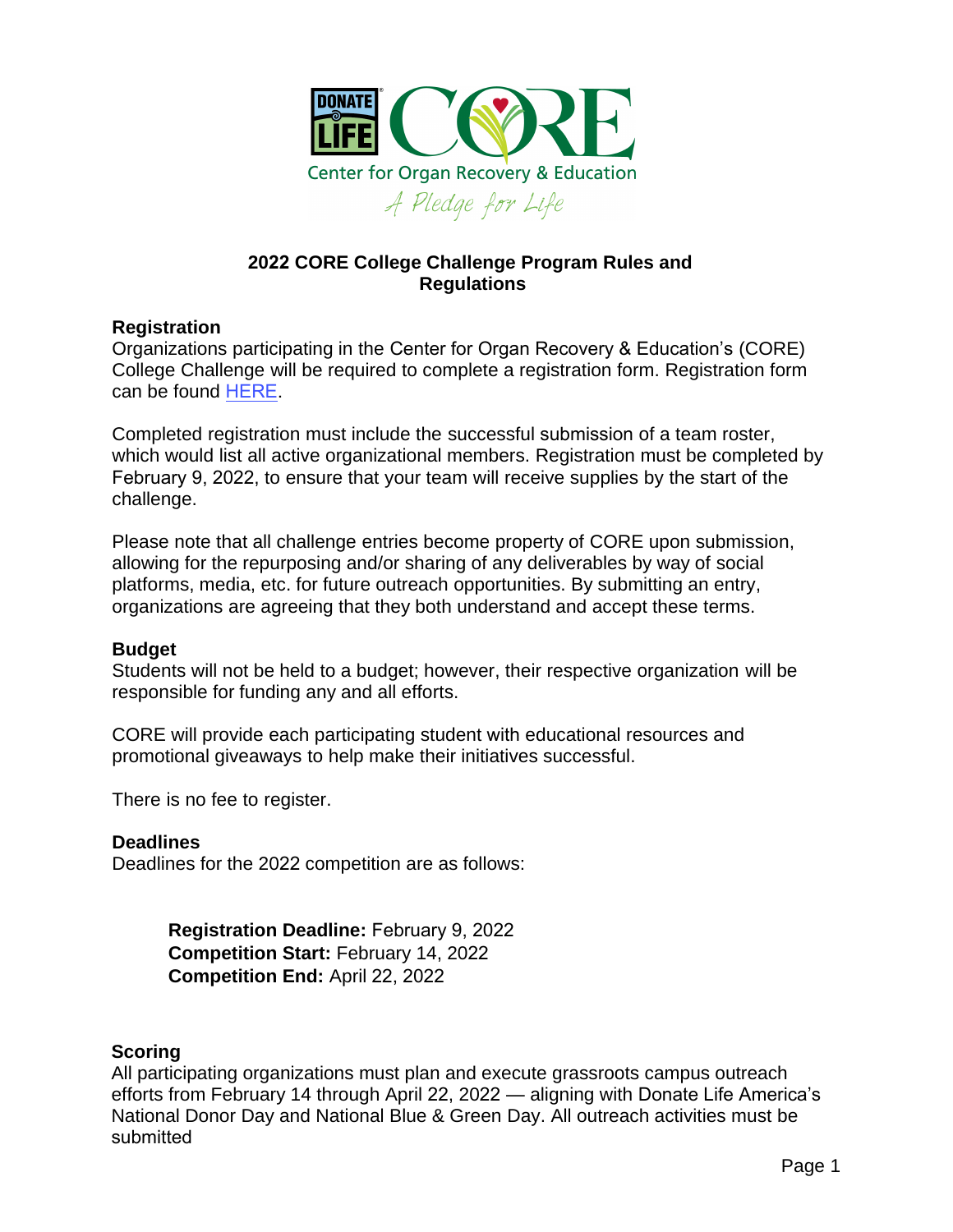# 2022 CORE College Challenge Program Rules and Regulations

## Registration

Organizations participating in the Center for Organ Recovery & Education's (CORE) College Challenge will be required to complete a registration form. Registration form can be found HERE.

Completed registration must include the successful submission of a team roster, which would list all active organizational members. Registration must be completed by February 9, 2022, to ensure that your team will receive supplies by the start of the challenge.

Please note that all challenge entries become property of CORE upon submission, allowing for the repurposing and/or sharing of any deliverables by way of social platforms, media, etc. for future outreach opportunities. By submitting an entry, organizations are agreeing that they both understand and accept these terms.

## Budget

Students will not be held to a budget; however, their respective organization will be responsible for funding any and all efforts.

CORE will provide each participating student with educational resources and promotional giveaways to help make their initiatives successful.

There is no fee to register.

## Deadlines

Deadlines for the 2022 competition are as follows:

**Registration Deadline:** February 9, 2022
**Competition Start:** February 14, 2022
**Competition End:** April 22, 2022

## Scoring

All participating organizations must plan and execute grassroots campus outreach efforts from February 14 through April 22, 2022 — aligning with Donate Life America's National Donor Day and National Blue & Green Day. All outreach activities must be submitted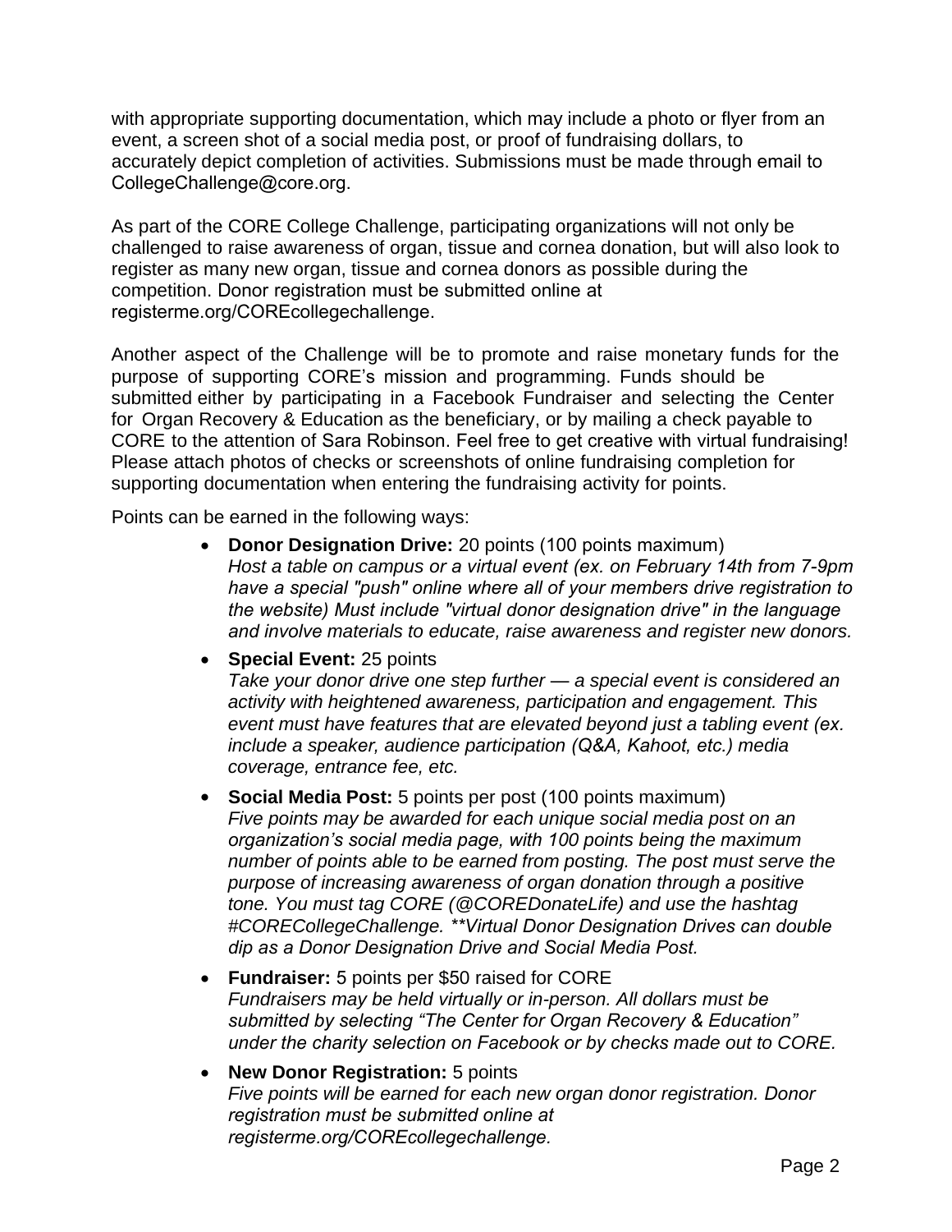with appropriate supporting documentation, which may include a photo or flyer from an event, a screen shot of a social media post, or proof of fundraising dollars, to accurately depict completion of activities. Submissions must be made through email to CollegeChallenge@core.org.

As part of the CORE College Challenge, participating organizations will not only be challenged to raise awareness of organ, tissue and cornea donation, but will also look to register as many new organ, tissue and cornea donors as possible during the competition. Donor registration must be submitted online at registerme.org/COREcollegechallenge.

Another aspect of the Challenge will be to promote and raise monetary funds for the purpose of supporting CORE's mission and programming. Funds should be submitted either by participating in a Facebook Fundraiser and selecting the Center for Organ Recovery & Education as the beneficiary, or by mailing a check payable to CORE to the attention of Sara Robinson. Feel free to get creative with virtual fundraising! Please attach photos of checks or screenshots of online fundraising completion for supporting documentation when entering the fundraising activity for points.

Points can be earned in the following ways:

- **Donor Designation Drive:** 20 points (100 points maximum)
  *Host a table on campus or a virtual event (ex. on February 14th from 7-9pm have a special "push" online where all of your members drive registration to the website) Must include "virtual donor designation drive" in the language and involve materials to educate, raise awareness and register new donors.*

- **Special Event:** 25 points
  *Take your donor drive one step further — a special event is considered an activity with heightened awareness, participation and engagement. This event must have features that are elevated beyond just a tabling event (ex. include a speaker, audience participation (Q&A, Kahoot, etc.) media coverage, entrance fee, etc.*

- **Social Media Post:** 5 points per post (100 points maximum)
  *Five points may be awarded for each unique social media post on an organization's social media page, with 100 points being the maximum number of points able to be earned from posting. The post must serve the purpose of increasing awareness of organ donation through a positive tone. You must tag CORE (@COREDonateLife) and use the hashtag #CORECollegeChallenge. **Virtual Donor Designation Drives can double dip as a Donor Designation Drive and Social Media Post.*

- **Fundraiser:** 5 points per $50 raised for CORE
  *Fundraisers may be held virtually or in-person. All dollars must be submitted by selecting "The Center for Organ Recovery & Education" under the charity selection on Facebook or by checks made out to CORE.*

- **New Donor Registration:** 5 points
  *Five points will be earned for each new organ donor registration. Donor registration must be submitted online at registerme.org/COREcollegechallenge.*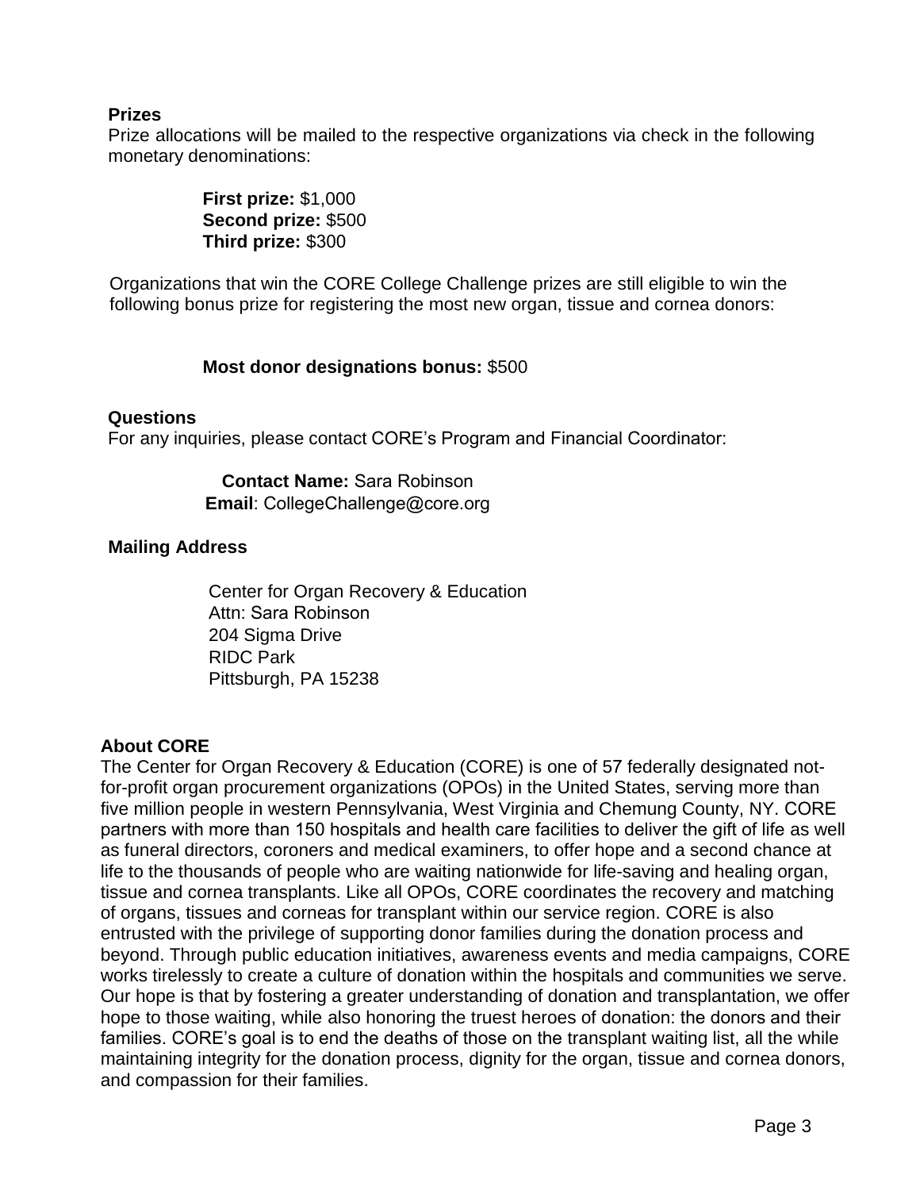**Prizes**

Prize allocations will be mailed to the respective organizations via check in the following monetary denominations:

**First prize:** $1,000
**Second prize:** $500
**Third prize:** $300

Organizations that win the CORE College Challenge prizes are still eligible to win the following bonus prize for registering the most new organ, tissue and cornea donors:

**Most donor designations bonus:** $500

**Questions**

For any inquiries, please contact CORE's Program and Financial Coordinator:

**Contact Name:** Sara Robinson
**Email**: CollegeChallenge@core.org

**Mailing Address**

Center for Organ Recovery & Education
Attn: Sara Robinson
204 Sigma Drive
RIDC Park
Pittsburgh, PA 15238

**About CORE**

The Center for Organ Recovery & Education (CORE) is one of 57 federally designated not-for-profit organ procurement organizations (OPOs) in the United States, serving more than five million people in western Pennsylvania, West Virginia and Chemung County, NY. CORE partners with more than 150 hospitals and health care facilities to deliver the gift of life as well as funeral directors, coroners and medical examiners, to offer hope and a second chance at life to the thousands of people who are waiting nationwide for life-saving and healing organ, tissue and cornea transplants. Like all OPOs, CORE coordinates the recovery and matching of organs, tissues and corneas for transplant within our service region. CORE is also entrusted with the privilege of supporting donor families during the donation process and beyond. Through public education initiatives, awareness events and media campaigns, CORE works tirelessly to create a culture of donation within the hospitals and communities we serve. Our hope is that by fostering a greater understanding of donation and transplantation, we offer hope to those waiting, while also honoring the truest heroes of donation: the donors and their families. CORE's goal is to end the deaths of those on the transplant waiting list, all the while maintaining integrity for the donation process, dignity for the organ, tissue and cornea donors, and compassion for their families.